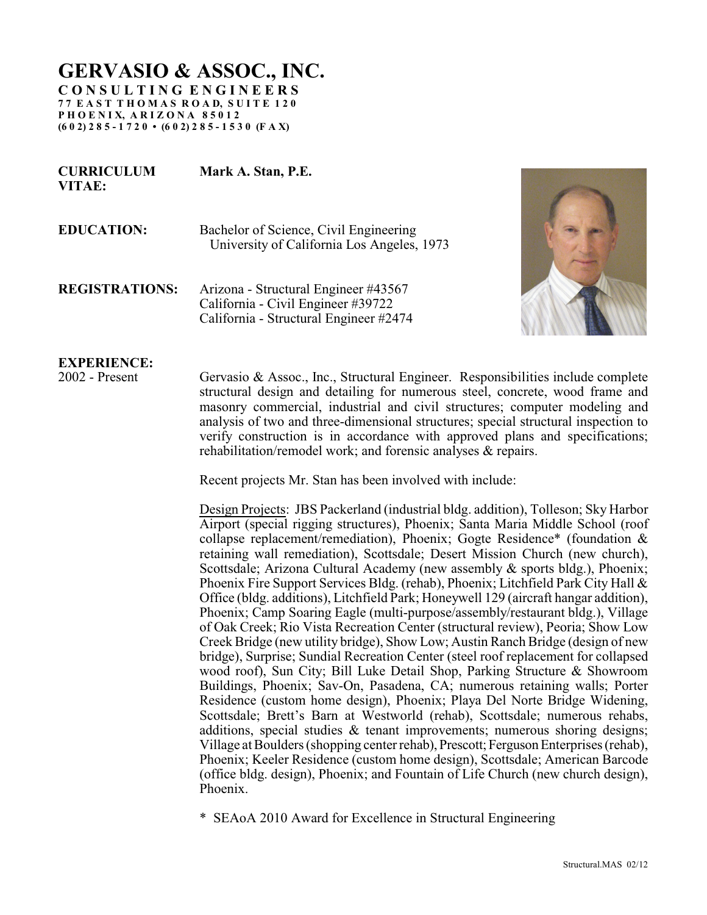# GERVASIO & ASSOC., INC.

**CONSULTING ENGINEERS**
**77 EAST THOMAS ROAD, SUITE 120**
**PHOENIX, ARIZONA 85012**
**(602)285-1720 • (602)285-1530 (FAX)**

**CURRICULUM VITAE:** **Mark A. Stan, P.E.**

**EDUCATION:** Bachelor of Science, Civil Engineering
University of California Los Angeles, 1973

**REGISTRATIONS:** Arizona - Structural Engineer #43567
California - Civil Engineer #39722
California - Structural Engineer #2474

**EXPERIENCE:**

2002 - Present

Gervasio & Assoc., Inc., Structural Engineer. Responsibilities include complete structural design and detailing for numerous steel, concrete, wood frame and masonry commercial, industrial and civil structures; computer modeling and analysis of two and three-dimensional structures; special structural inspection to verify construction is in accordance with approved plans and specifications; rehabilitation/remodel work; and forensic analyses & repairs.

Recent projects Mr. Stan has been involved with include:

<u>Design Projects</u>: JBS Packerland (industrial bldg. addition), Tolleson; Sky Harbor Airport (special rigging structures), Phoenix; Santa Maria Middle School (roof collapse replacement/remediation), Phoenix; Gogte Residence* (foundation & retaining wall remediation), Scottsdale; Desert Mission Church (new church), Scottsdale; Arizona Cultural Academy (new assembly & sports bldg.), Phoenix; Phoenix Fire Support Services Bldg. (rehab), Phoenix; Litchfield Park City Hall & Office (bldg. additions), Litchfield Park; Honeywell 129 (aircraft hangar addition), Phoenix; Camp Soaring Eagle (multi-purpose/assembly/restaurant bldg.), Village of Oak Creek; Rio Vista Recreation Center (structural review), Peoria; Show Low Creek Bridge (new utility bridge), Show Low; Austin Ranch Bridge (design of new bridge), Surprise; Sundial Recreation Center (steel roof replacement for collapsed wood roof), Sun City; Bill Luke Detail Shop, Parking Structure & Showroom Buildings, Phoenix; Sav-On, Pasadena, CA; numerous retaining walls; Porter Residence (custom home design), Phoenix; Playa Del Norte Bridge Widening, Scottsdale; Brett's Barn at Westworld (rehab), Scottsdale; numerous rehabs, additions, special studies & tenant improvements; numerous shoring designs; Village at Boulders (shopping center rehab), Prescott; Ferguson Enterprises (rehab), Phoenix; Keeler Residence (custom home design), Scottsdale; American Barcode (office bldg. design), Phoenix; and Fountain of Life Church (new church design), Phoenix.

* SEAoA 2010 Award for Excellence in Structural Engineering

Structural.MAS 02/12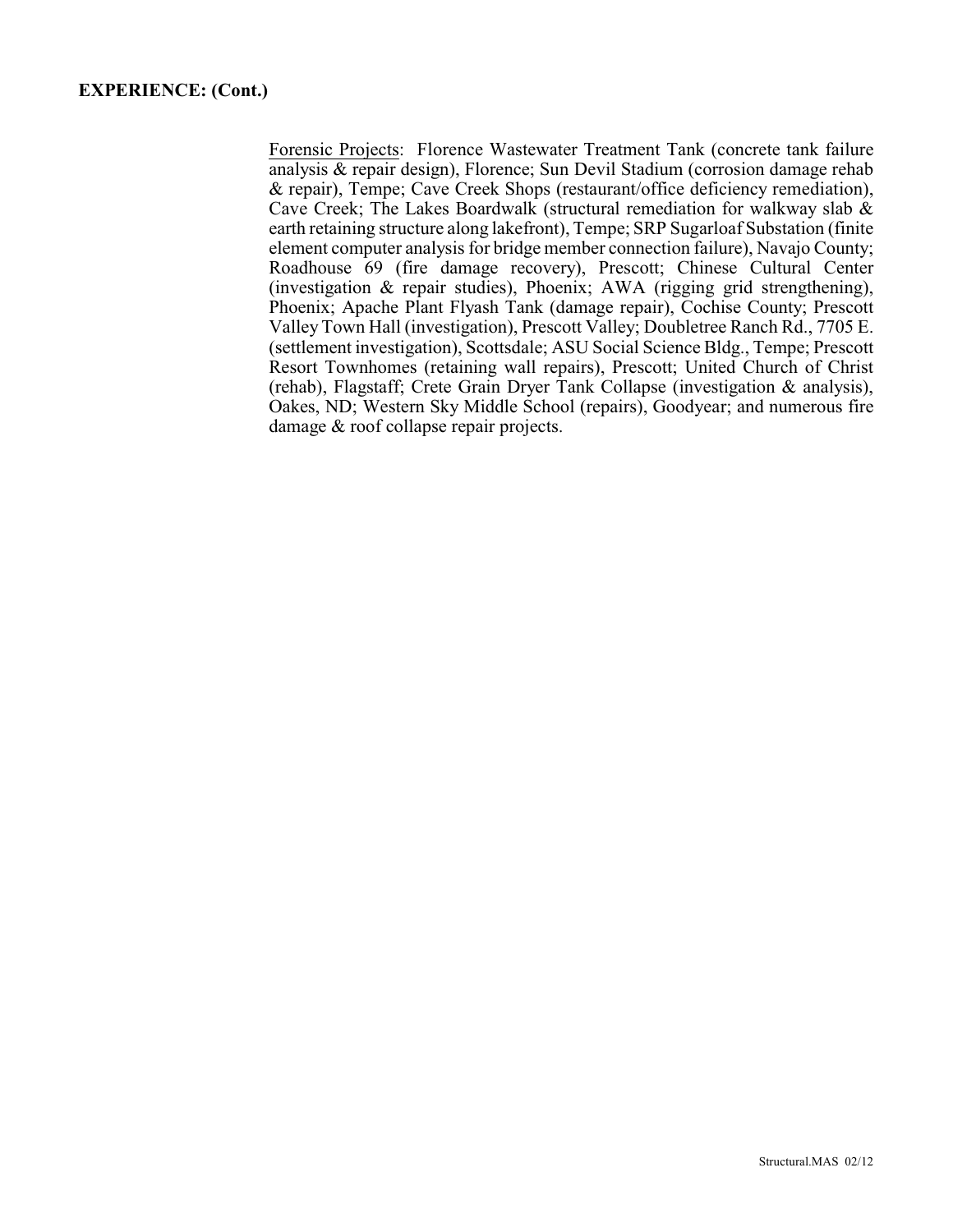**EXPERIENCE: (Cont.)**

Forensic Projects: Florence Wastewater Treatment Tank (concrete tank failure analysis & repair design), Florence; Sun Devil Stadium (corrosion damage rehab & repair), Tempe; Cave Creek Shops (restaurant/office deficiency remediation), Cave Creek; The Lakes Boardwalk (structural remediation for walkway slab & earth retaining structure along lakefront), Tempe; SRP Sugarloaf Substation (finite element computer analysis for bridge member connection failure), Navajo County; Roadhouse 69 (fire damage recovery), Prescott; Chinese Cultural Center (investigation & repair studies), Phoenix; AWA (rigging grid strengthening), Phoenix; Apache Plant Flyash Tank (damage repair), Cochise County; Prescott Valley Town Hall (investigation), Prescott Valley; Doubletree Ranch Rd., 7705 E. (settlement investigation), Scottsdale; ASU Social Science Bldg., Tempe; Prescott Resort Townhomes (retaining wall repairs), Prescott; United Church of Christ (rehab), Flagstaff; Crete Grain Dryer Tank Collapse (investigation & analysis), Oakes, ND; Western Sky Middle School (repairs), Goodyear; and numerous fire damage & roof collapse repair projects.

Structural.MAS 02/12